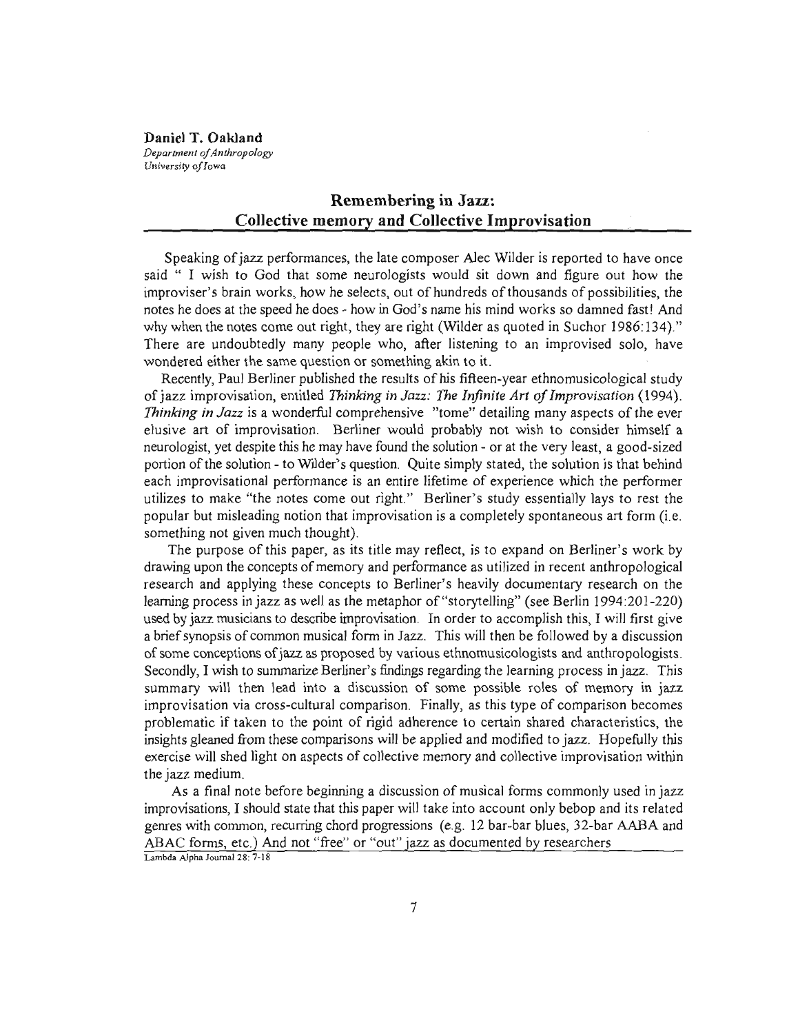**Daniel T. Oakland**
*Department of Anthropology*
*University of Iowa*

# Remembering in Jazz: Collective memory and Collective Improvisation

Speaking of jazz performances, the late composer Alec Wilder is reported to have once said " I wish to God that some neurologists would sit down and figure out how the improviser's brain works, how he selects, out of hundreds of thousands of possibilities, the notes he does at the speed he does - how in God's name his mind works so damned fast! And why when the notes come out right, they are right (Wilder as quoted in Suchor 1986:134)." There are undoubtedly many people who, after listening to an improvised solo, have wondered either the same question or something akin to it.

Recently, Paul Berliner published the results of his fifteen-year ethnomusicological study of jazz improvisation, entitled *Thinking in Jazz: The Infinite Art of Improvisation* (1994). *Thinking in Jazz* is a wonderful comprehensive "tome" detailing many aspects of the ever elusive art of improvisation. Berliner would probably not wish to consider himself a neurologist, yet despite this he may have found the solution - or at the very least, a good-sized portion of the solution - to Wilder's question. Quite simply stated, the solution is that behind each improvisational performance is an entire lifetime of experience which the performer utilizes to make "the notes come out right." Berliner's study essentially lays to rest the popular but misleading notion that improvisation is a completely spontaneous art form (i.e. something not given much thought).

The purpose of this paper, as its title may reflect, is to expand on Berliner's work by drawing upon the concepts of memory and performance as utilized in recent anthropological research and applying these concepts to Berliner's heavily documentary research on the learning process in jazz as well as the metaphor of "storytelling" (see Berlin 1994:201-220) used by jazz musicians to describe improvisation. In order to accomplish this, I will first give a brief synopsis of common musical form in Jazz. This will then be followed by a discussion of some conceptions of jazz as proposed by various ethnomusicologists and anthropologists. Secondly, I wish to summarize Berliner's findings regarding the learning process in jazz. This summary will then lead into a discussion of some possible roles of memory in jazz improvisation via cross-cultural comparison. Finally, as this type of comparison becomes problematic if taken to the point of rigid adherence to certain shared characteristics, the insights gleaned from these comparisons will be applied and modified to jazz. Hopefully this exercise will shed light on aspects of collective memory and collective improvisation within the jazz medium.

As a final note before beginning a discussion of musical forms commonly used in jazz improvisations, I should state that this paper will take into account only bebop and its related genres with common, recurring chord progressions (e.g. 12 bar-bar blues, 32-bar AABA and ABAC forms, etc.) And not "free" or "out" jazz as documented by researchers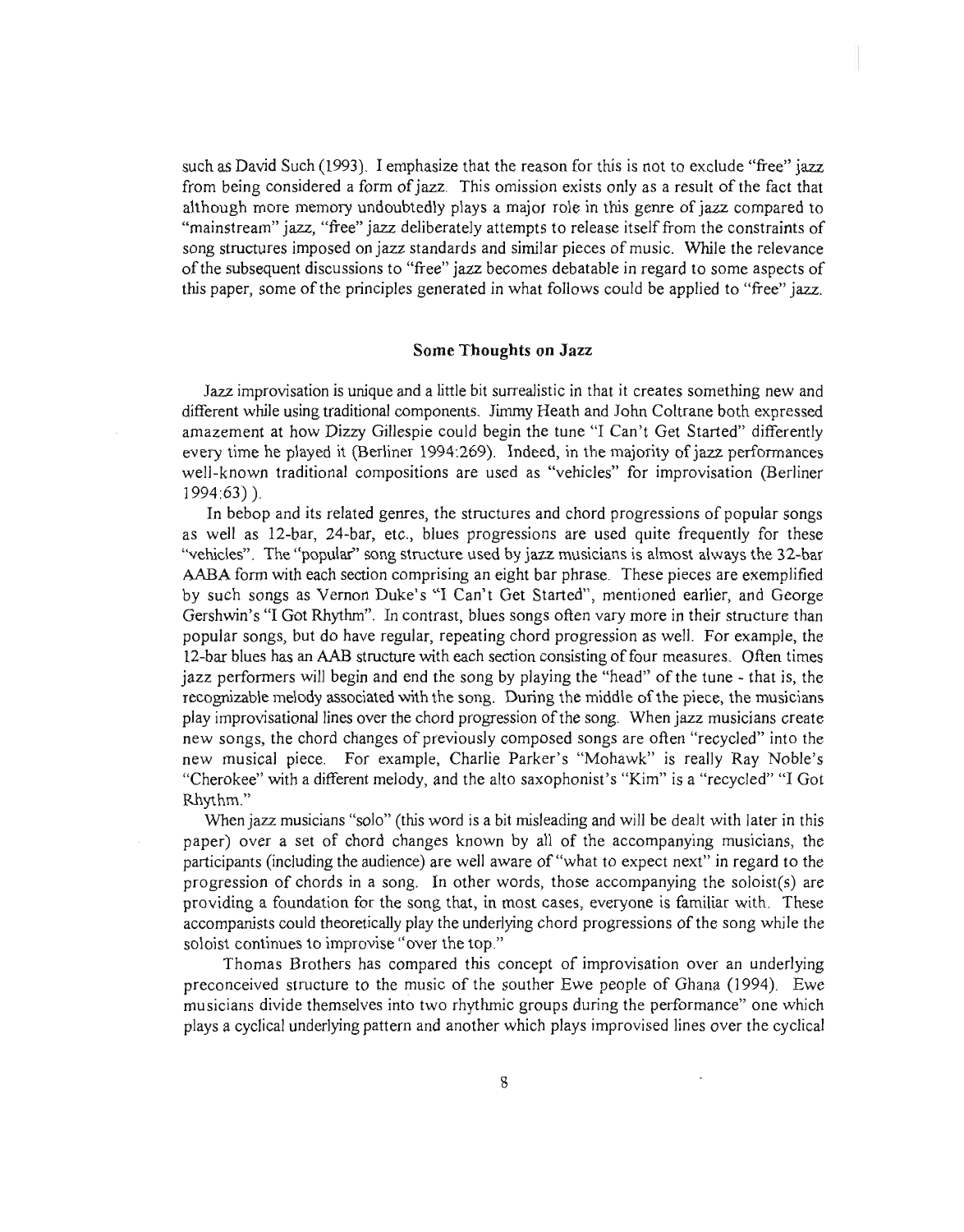such as David Such (1993). I emphasize that the reason for this is not to exclude "free" jazz from being considered a form of jazz. This omission exists only as a result of the fact that although more memory undoubtedly plays a major role in this genre of jazz compared to "mainstream" jazz, "free" jazz deliberately attempts to release itself from the constraints of song structures imposed on jazz standards and similar pieces of music. While the relevance of the subsequent discussions to "free" jazz becomes debatable in regard to some aspects of this paper, some of the principles generated in what follows could be applied to "free" jazz.

## Some Thoughts on Jazz

Jazz improvisation is unique and a little bit surrealistic in that it creates something new and different while using traditional components. Jimmy Heath and John Coltrane both expressed amazement at how Dizzy Gillespie could begin the tune "I Can't Get Started" differently every time he played it (Berliner 1994:269). Indeed, in the majority of jazz performances well-known traditional compositions are used as "vehicles" for improvisation (Berliner 1994:63) ).

In bebop and its related genres, the structures and chord progressions of popular songs as well as 12-bar, 24-bar, etc., blues progressions are used quite frequently for these "vehicles". The "popular" song structure used by jazz musicians is almost always the 32-bar AABA form with each section comprising an eight bar phrase. These pieces are exemplified by such songs as Vernon Duke's "I Can't Get Started", mentioned earlier, and George Gershwin's "I Got Rhythm". In contrast, blues songs often vary more in their structure than popular songs, but do have regular, repeating chord progression as well. For example, the 12-bar blues has an AAB structure with each section consisting of four measures. Often times jazz performers will begin and end the song by playing the "head" of the tune - that is, the recognizable melody associated with the song. During the middle of the piece, the musicians play improvisational lines over the chord progression of the song. When jazz musicians create new songs, the chord changes of previously composed songs are often "recycled" into the new musical piece. For example, Charlie Parker's "Mohawk" is really Ray Noble's "Cherokee" with a different melody, and the alto saxophonist's "Kim" is a "recycled" "I Got Rhythm."

When jazz musicians "solo" (this word is a bit misleading and will be dealt with later in this paper) over a set of chord changes known by all of the accompanying musicians, the participants (including the audience) are well aware of "what to expect next" in regard to the progression of chords in a song. In other words, those accompanying the soloist(s) are providing a foundation for the song that, in most cases, everyone is familiar with. These accompanists could theoretically play the underlying chord progressions of the song while the soloist continues to improvise "over the top."

Thomas Brothers has compared this concept of improvisation over an underlying preconceived structure to the music of the souther Ewe people of Ghana (1994). Ewe musicians divide themselves into two rhythmic groups during the performance" one which plays a cyclical underlying pattern and another which plays improvised lines over the cyclical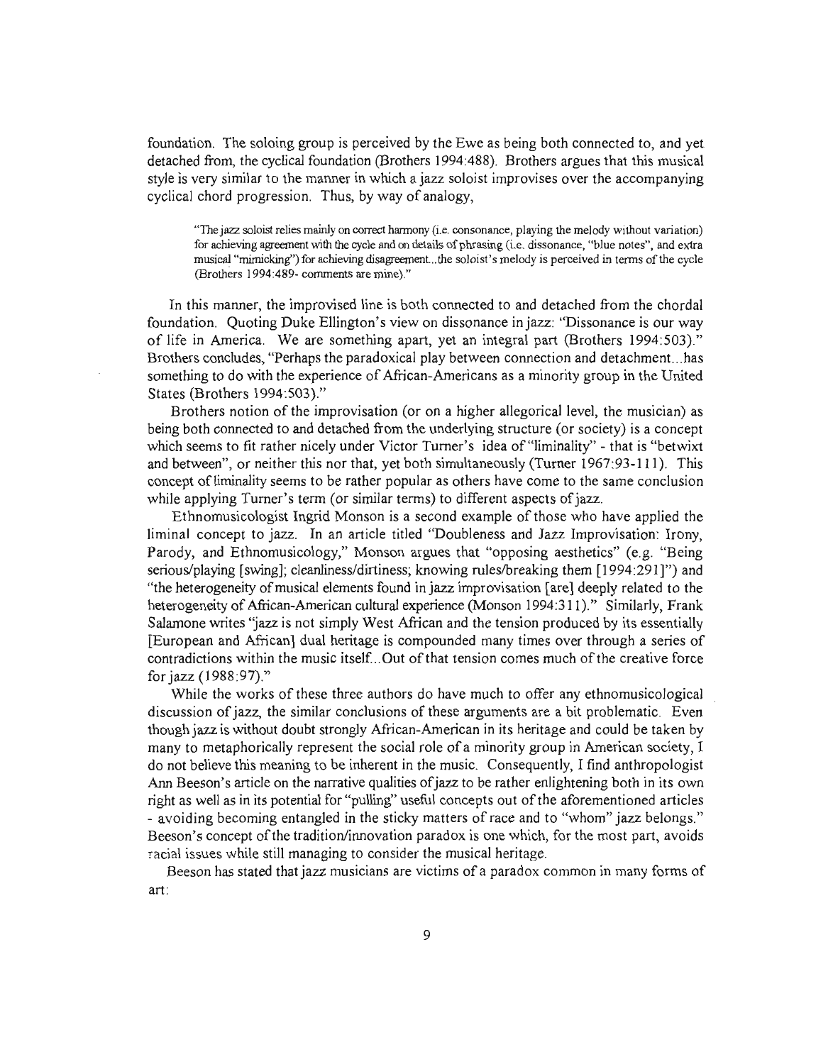foundation. The soloing group is perceived by the Ewe as being both connected to, and yet detached from, the cyclical foundation (Brothers 1994:488). Brothers argues that this musical style is very similar to the manner in which a jazz soloist improvises over the accompanying cyclical chord progression. Thus, by way of analogy,

> "The jazz soloist relies mainly on correct harmony (i.e. consonance, playing the melody without variation) for achieving agreement with the cycle and on details of phrasing (i.e. dissonance, "blue notes", and extra musical "mimicking") for achieving disagreement...the soloist's melody is perceived in terms of the cycle (Brothers 1994:489- comments are mine)."

In this manner, the improvised line is both connected to and detached from the chordal foundation. Quoting Duke Ellington's view on dissonance in jazz: "Dissonance is our way of life in America. We are something apart, yet an integral part (Brothers 1994:503)." Brothers concludes, "Perhaps the paradoxical play between connection and detachment...has something to do with the experience of African-Americans as a minority group in the United States (Brothers 1994:503)."

Brothers notion of the improvisation (or on a higher allegorical level, the musician) as being both connected to and detached from the underlying structure (or society) is a concept which seems to fit rather nicely under Victor Turner's idea of "liminality" - that is "betwixt and between", or neither this nor that, yet both simultaneously (Turner 1967:93-111). This concept of liminality seems to be rather popular as others have come to the same conclusion while applying Turner's term (or similar terms) to different aspects of jazz.

Ethnomusicologist Ingrid Monson is a second example of those who have applied the liminal concept to jazz. In an article titled "Doubleness and Jazz Improvisation: Irony, Parody, and Ethnomusicology," Monson argues that "opposing aesthetics" (e.g. "Being serious/playing [swing]; cleanliness/dirtiness; knowing rules/breaking them [1994:291]") and "the heterogeneity of musical elements found in jazz improvisation [are] deeply related to the heterogeneity of African-American cultural experience (Monson 1994:311)." Similarly, Frank Salamone writes "jazz is not simply West African and the tension produced by its essentially [European and African] dual heritage is compounded many times over through a series of contradictions within the music itself...Out of that tension comes much of the creative force for jazz (1988:97)."

While the works of these three authors do have much to offer any ethnomusicological discussion of jazz, the similar conclusions of these arguments are a bit problematic. Even though jazz is without doubt strongly African-American in its heritage and could be taken by many to metaphorically represent the social role of a minority group in American society, I do not believe this meaning to be inherent in the music. Consequently, I find anthropologist Ann Beeson's article on the narrative qualities of jazz to be rather enlightening both in its own right as well as in its potential for "pulling" useful concepts out of the aforementioned articles - avoiding becoming entangled in the sticky matters of race and to "whom" jazz belongs." Beeson's concept of the tradition/innovation paradox is one which, for the most part, avoids racial issues while still managing to consider the musical heritage.

Beeson has stated that jazz musicians are victims of a paradox common in many forms of art: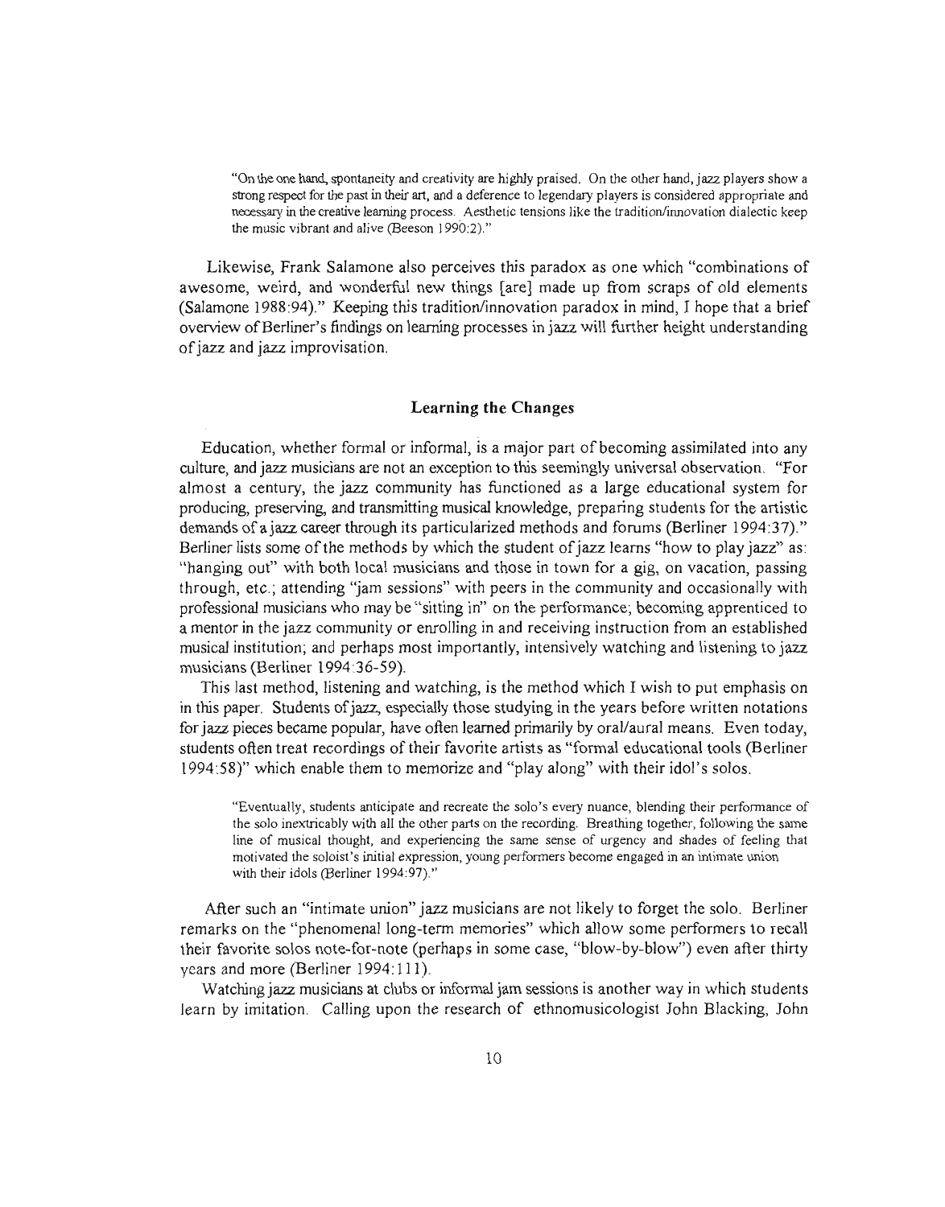> "On the one hand, spontaneity and creativity are highly praised. On the other hand, jazz players show a strong respect for the past in their art, and a deference to legendary players is considered appropriate and necessary in the creative learning process. Aesthetic tensions like the tradition/innovation dialectic keep the music vibrant and alive (Beeson 1990:2)."

Likewise, Frank Salamone also perceives this paradox as one which "combinations of awesome, weird, and wonderful new things [are] made up from scraps of old elements (Salamone 1988:94)." Keeping this tradition/innovation paradox in mind, I hope that a brief overview of Berliner's findings on learning processes in jazz will further height understanding of jazz and jazz improvisation.

### Learning the Changes

Education, whether formal or informal, is a major part of becoming assimilated into any culture, and jazz musicians are not an exception to this seemingly universal observation. "For almost a century, the jazz community has functioned as a large educational system for producing, preserving, and transmitting musical knowledge, preparing students for the artistic demands of a jazz career through its particularized methods and forums (Berliner 1994:37)." Berliner lists some of the methods by which the student of jazz learns "how to play jazz" as: "hanging out" with both local musicians and those in town for a gig, on vacation, passing through, etc.; attending "jam sessions" with peers in the community and occasionally with professional musicians who may be "sitting in" on the performance; becoming apprenticed to a mentor in the jazz community or enrolling in and receiving instruction from an established musical institution; and perhaps most importantly, intensively watching and listening to jazz musicians (Berliner 1994:36-59).

This last method, listening and watching, is the method which I wish to put emphasis on in this paper. Students of jazz, especially those studying in the years before written notations for jazz pieces became popular, have often learned primarily by oral/aural means. Even today, students often treat recordings of their favorite artists as "formal educational tools (Berliner 1994:58)" which enable them to memorize and "play along" with their idol's solos.

> "Eventually, students anticipate and recreate the solo's every nuance, blending their performance of the solo inextricably with all the other parts on the recording. Breathing together, following the same line of musical thought, and experiencing the same sense of urgency and shades of feeling that motivated the soloist's initial expression, young performers become engaged in an intimate union with their idols (Berliner 1994:97)."

After such an "intimate union" jazz musicians are not likely to forget the solo. Berliner remarks on the "phenomenal long-term memories" which allow some performers to recall their favorite solos note-for-note (perhaps in some case, "blow-by-blow") even after thirty years and more (Berliner 1994:111).

Watching jazz musicians at clubs or informal jam sessions is another way in which students learn by imitation. Calling upon the research of ethnomusicologist John Blacking, John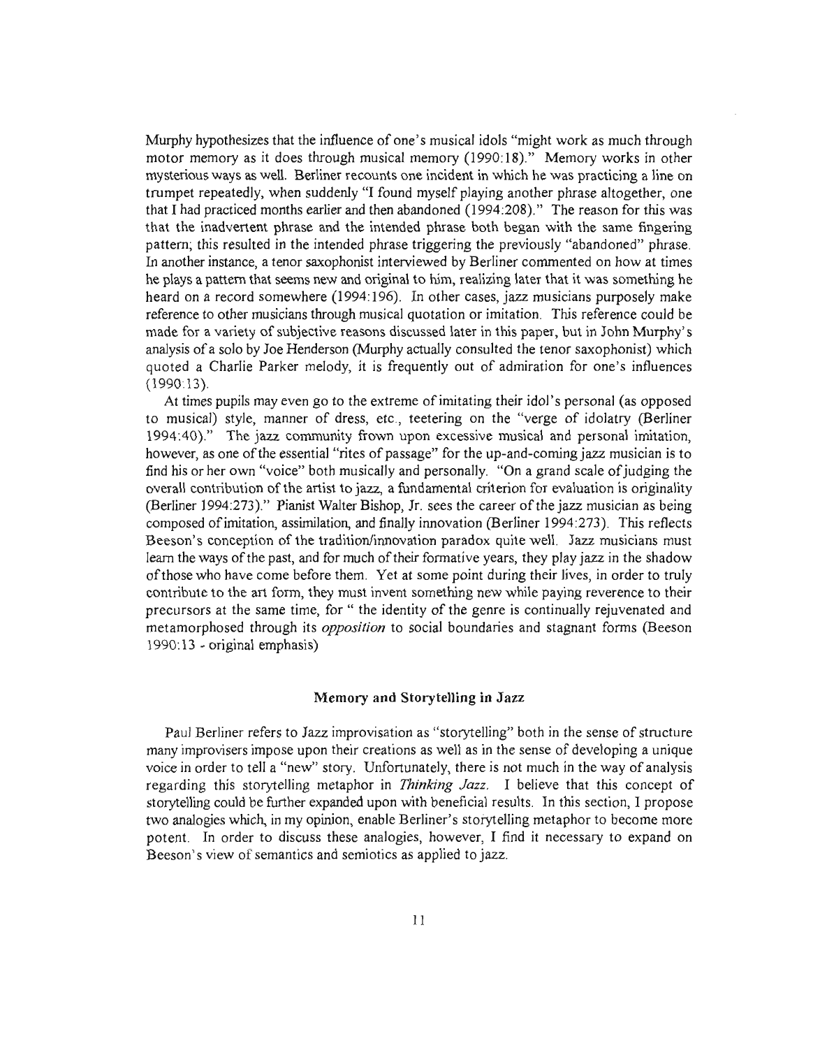Murphy hypothesizes that the influence of one's musical idols "might work as much through motor memory as it does through musical memory (1990:18)." Memory works in other mysterious ways as well. Berliner recounts one incident in which he was practicing a line on trumpet repeatedly, when suddenly "I found myself playing another phrase altogether, one that I had practiced months earlier and then abandoned (1994:208)." The reason for this was that the inadvertent phrase and the intended phrase both began with the same fingering pattern; this resulted in the intended phrase triggering the previously "abandoned" phrase. In another instance, a tenor saxophonist interviewed by Berliner commented on how at times he plays a pattern that seems new and original to him, realizing later that it was something he heard on a record somewhere (1994:196). In other cases, jazz musicians purposely make reference to other musicians through musical quotation or imitation. This reference could be made for a variety of subjective reasons discussed later in this paper, but in John Murphy's analysis of a solo by Joe Henderson (Murphy actually consulted the tenor saxophonist) which quoted a Charlie Parker melody, it is frequently out of admiration for one's influences (1990:13).

At times pupils may even go to the extreme of imitating their idol's personal (as opposed to musical) style, manner of dress, etc., teetering on the "verge of idolatry (Berliner 1994:40)." The jazz community frown upon excessive musical and personal imitation, however, as one of the essential "rites of passage" for the up-and-coming jazz musician is to find his or her own "voice" both musically and personally. "On a grand scale of judging the overall contribution of the artist to jazz, a fundamental criterion for evaluation is originality (Berliner 1994:273)." Pianist Walter Bishop, Jr. sees the career of the jazz musician as being composed of imitation, assimilation, and finally innovation (Berliner 1994:273). This reflects Beeson's conception of the tradition/innovation paradox quite well. Jazz musicians must learn the ways of the past, and for much of their formative years, they play jazz in the shadow of those who have come before them. Yet at some point during their lives, in order to truly contribute to the art form, they must invent something new while paying reverence to their precursors at the same time, for " the identity of the genre is continually rejuvenated and metamorphosed through its *opposition* to social boundaries and stagnant forms (Beeson 1990:13 - original emphasis)

## Memory and Storytelling in Jazz

Paul Berliner refers to Jazz improvisation as "storytelling" both in the sense of structure many improvisers impose upon their creations as well as in the sense of developing a unique voice in order to tell a "new" story. Unfortunately, there is not much in the way of analysis regarding this storytelling metaphor in *Thinking Jazz*. I believe that this concept of storytelling could be further expanded upon with beneficial results. In this section, I propose two analogies which, in my opinion, enable Berliner's storytelling metaphor to become more potent. In order to discuss these analogies, however, I find it necessary to expand on Beeson's view of semantics and semiotics as applied to jazz.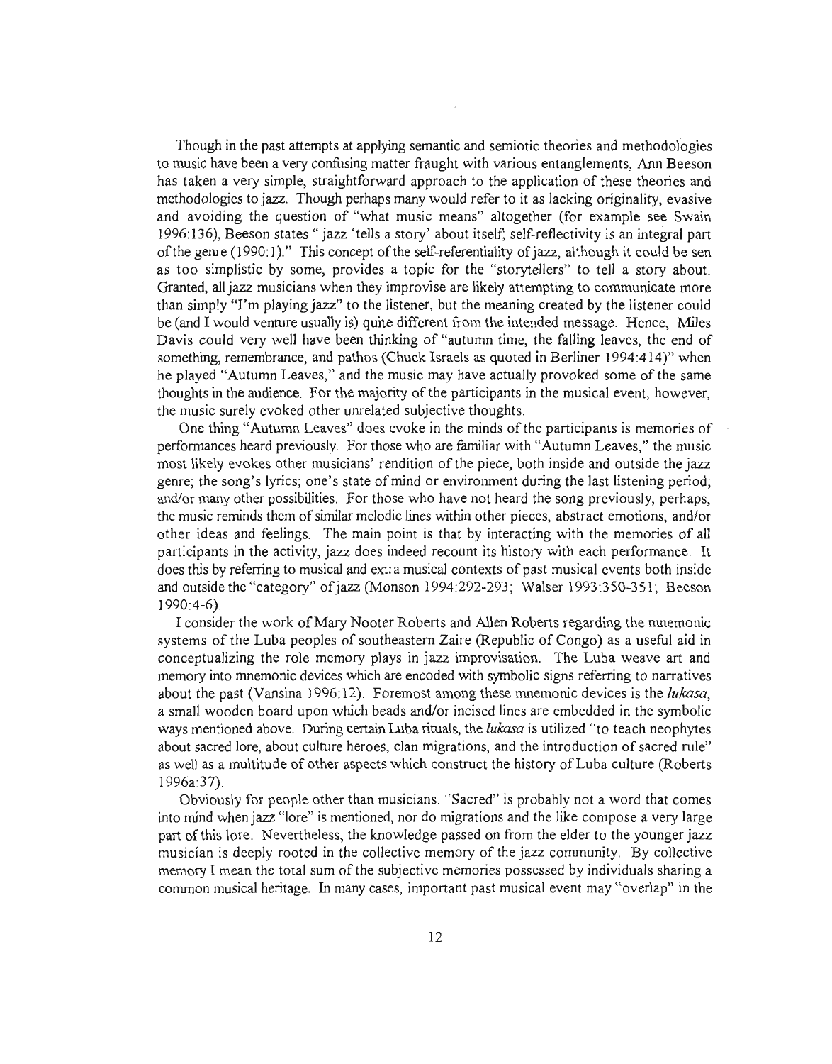Though in the past attempts at applying semantic and semiotic theories and methodologies to music have been a very confusing matter fraught with various entanglements, Ann Beeson has taken a very simple, straightforward approach to the application of these theories and methodologies to jazz. Though perhaps many would refer to it as lacking originality, evasive and avoiding the question of "what music means" altogether (for example see Swain 1996:136), Beeson states " jazz 'tells a story' about itself; self-reflectivity is an integral part of the genre (1990:1)." This concept of the self-referentiality of jazz, although it could be sen as too simplistic by some, provides a topic for the "storytellers" to tell a story about. Granted, all jazz musicians when they improvise are likely attempting to communicate more than simply "I'm playing jazz" to the listener, but the meaning created by the listener could be (and I would venture usually is) quite different from the intended message. Hence, Miles Davis could very well have been thinking of "autumn time, the falling leaves, the end of something, remembrance, and pathos (Chuck Israels as quoted in Berliner 1994:414)" when he played "Autumn Leaves," and the music may have actually provoked some of the same thoughts in the audience. For the majority of the participants in the musical event, however, the music surely evoked other unrelated subjective thoughts.

One thing "Autumn Leaves" does evoke in the minds of the participants is memories of performances heard previously. For those who are familiar with "Autumn Leaves," the music most likely evokes other musicians' rendition of the piece, both inside and outside the jazz genre; the song's lyrics; one's state of mind or environment during the last listening period; and/or many other possibilities. For those who have not heard the song previously, perhaps, the music reminds them of similar melodic lines within other pieces, abstract emotions, and/or other ideas and feelings. The main point is that by interacting with the memories of all participants in the activity, jazz does indeed recount its history with each performance. It does this by referring to musical and extra musical contexts of past musical events both inside and outside the "category" of jazz (Monson 1994:292-293; Walser 1993:350-351; Beeson 1990:4-6).

I consider the work of Mary Nooter Roberts and Allen Roberts regarding the mnemonic systems of the Luba peoples of southeastern Zaire (Republic of Congo) as a useful aid in conceptualizing the role memory plays in jazz improvisation. The Luba weave art and memory into mnemonic devices which are encoded with symbolic signs referring to narratives about the past (Vansina 1996:12). Foremost among these mnemonic devices is the *lukasa*, a small wooden board upon which beads and/or incised lines are embedded in the symbolic ways mentioned above. During certain Luba rituals, the *lukasa* is utilized "to teach neophytes about sacred lore, about culture heroes, clan migrations, and the introduction of sacred rule" as well as a multitude of other aspects which construct the history of Luba culture (Roberts 1996a:37).

Obviously for people other than musicians. "Sacred" is probably not a word that comes into mind when jazz "lore" is mentioned, nor do migrations and the like compose a very large part of this lore. Nevertheless, the knowledge passed on from the elder to the younger jazz musician is deeply rooted in the collective memory of the jazz community. By collective memory I mean the total sum of the subjective memories possessed by individuals sharing a common musical heritage. In many cases, important past musical event may "overlap" in the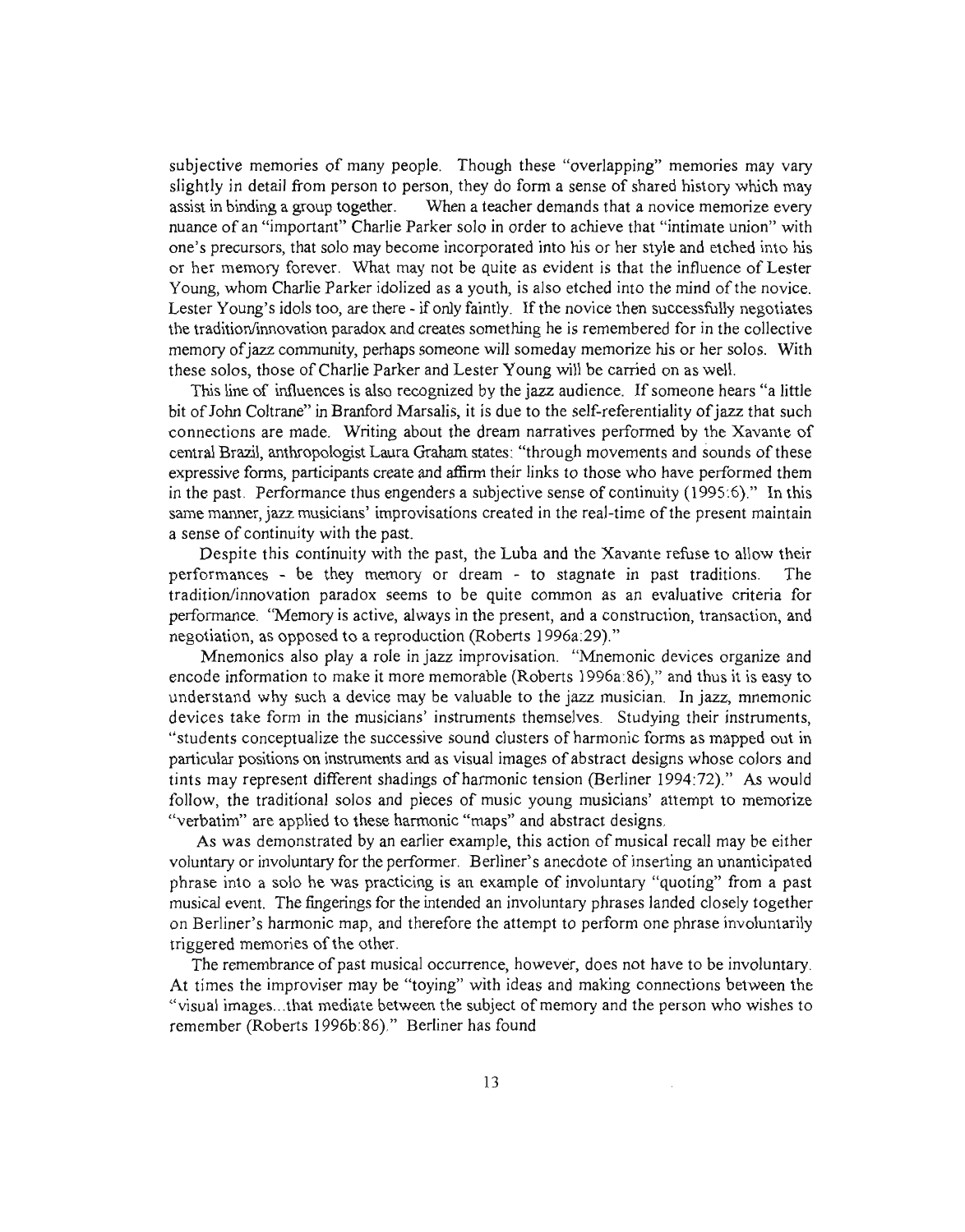subjective memories of many people. Though these "overlapping" memories may vary slightly in detail from person to person, they do form a sense of shared history which may assist in binding a group together. When a teacher demands that a novice memorize every nuance of an "important" Charlie Parker solo in order to achieve that "intimate union" with one's precursors, that solo may become incorporated into his or her style and etched into his or her memory forever. What may not be quite as evident is that the influence of Lester Young, whom Charlie Parker idolized as a youth, is also etched into the mind of the novice. Lester Young's idols too, are there - if only faintly. If the novice then successfully negotiates the tradition/innovation paradox and creates something he is remembered for in the collective memory of jazz community, perhaps someone will someday memorize his or her solos. With these solos, those of Charlie Parker and Lester Young will be carried on as well.

This line of influences is also recognized by the jazz audience. If someone hears "a little bit of John Coltrane" in Branford Marsalis, it is due to the self-referentiality of jazz that such connections are made. Writing about the dream narratives performed by the Xavante of central Brazil, anthropologist Laura Graham states: "through movements and sounds of these expressive forms, participants create and affirm their links to those who have performed them in the past. Performance thus engenders a subjective sense of continuity (1995:6)." In this same manner, jazz musicians' improvisations created in the real-time of the present maintain a sense of continuity with the past.

Despite this continuity with the past, the Luba and the Xavante refuse to allow their performances - be they memory or dream - to stagnate in past traditions. The tradition/innovation paradox seems to be quite common as an evaluative criteria for performance. "Memory is active, always in the present, and a construction, transaction, and negotiation, as opposed to a reproduction (Roberts 1996a:29)."

Mnemonics also play a role in jazz improvisation. "Mnemonic devices organize and encode information to make it more memorable (Roberts 1996a:86)," and thus it is easy to understand why such a device may be valuable to the jazz musician. In jazz, mnemonic devices take form in the musicians' instruments themselves. Studying their instruments, "students conceptualize the successive sound clusters of harmonic forms as mapped out in particular positions on instruments and as visual images of abstract designs whose colors and tints may represent different shadings of harmonic tension (Berliner 1994:72)." As would follow, the traditional solos and pieces of music young musicians' attempt to memorize "verbatim" are applied to these harmonic "maps" and abstract designs.

As was demonstrated by an earlier example, this action of musical recall may be either voluntary or involuntary for the performer. Berliner's anecdote of inserting an unanticipated phrase into a solo he was practicing is an example of involuntary "quoting" from a past musical event. The fingerings for the intended an involuntary phrases landed closely together on Berliner's harmonic map, and therefore the attempt to perform one phrase involuntarily triggered memories of the other.

The remembrance of past musical occurrence, however, does not have to be involuntary. At times the improviser may be "toying" with ideas and making connections between the "visual images...that mediate between the subject of memory and the person who wishes to remember (Roberts 1996b:86)." Berliner has found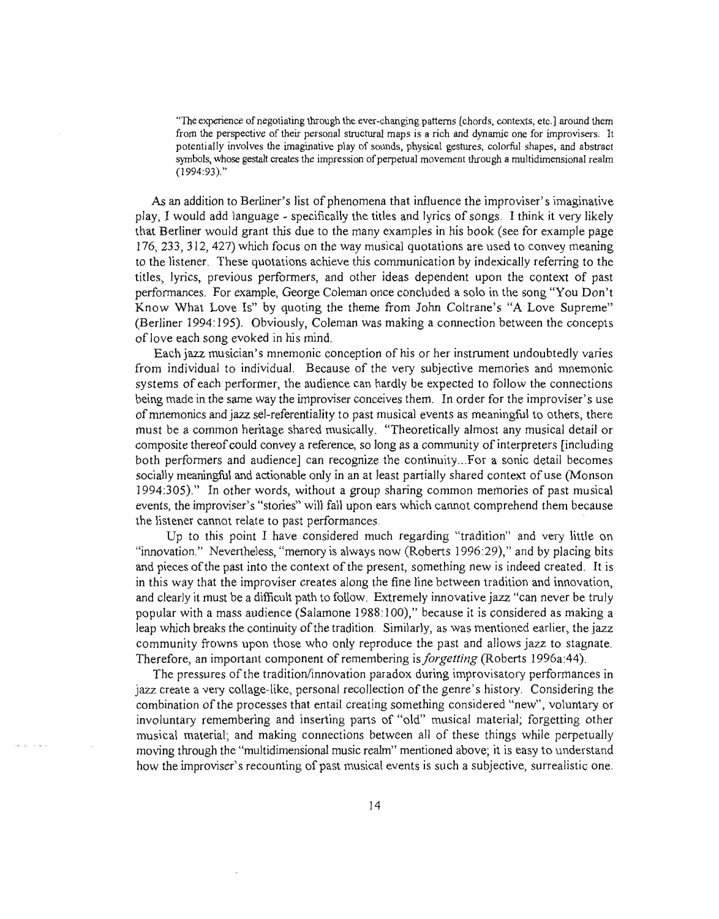> "The experience of negotiating through the ever-changing patterns [chords, contexts, etc.] around them from the perspective of their personal structural maps is a rich and dynamic one for improvisers. It potentially involves the imaginative play of sounds, physical gestures, colorful shapes, and abstract symbols, whose gestalt creates the impression of perpetual movement through a multidimensional realm (1994:93)."

As an addition to Berliner's list of phenomena that influence the improviser's imaginative play, I would add language - specifically the titles and lyrics of songs. I think it very likely that Berliner would grant this due to the many examples in his book (see for example page 176, 233, 312, 427) which focus on the way musical quotations are used to convey meaning to the listener. These quotations achieve this communication by indexically referring to the titles, lyrics, previous performers, and other ideas dependent upon the context of past performances. For example, George Coleman once concluded a solo in the song "You Don't Know What Love Is" by quoting the theme from John Coltrane's "A Love Supreme" (Berliner 1994:195). Obviously, Coleman was making a connection between the concepts of love each song evoked in his mind.

Each jazz musician's mnemonic conception of his or her instrument undoubtedly varies from individual to individual. Because of the very subjective memories and mnemonic systems of each performer, the audience can hardly be expected to follow the connections being made in the same way the improviser conceives them. In order for the improviser's use of mnemonics and jazz sel-referentiality to past musical events as meaningful to others, there must be a common heritage shared musically. "Theoretically almost any musical detail or composite thereof could convey a reference, so long as a community of interpreters [including both performers and audience] can recognize the continuity...For a sonic detail becomes socially meaningful and actionable only in an at least partially shared context of use (Monson 1994:305)." In other words, without a group sharing common memories of past musical events, the improviser's "stories" will fall upon ears which cannot comprehend them because the listener cannot relate to past performances.

Up to this point I have considered much regarding "tradition" and very little on "innovation." Nevertheless, "memory is always now (Roberts 1996:29)," and by placing bits and pieces of the past into the context of the present, something new is indeed created. It is in this way that the improviser creates along the fine line between tradition and innovation, and clearly it must be a difficult path to follow. Extremely innovative jazz "can never be truly popular with a mass audience (Salamone 1988:100)," because it is considered as making a leap which breaks the continuity of the tradition. Similarly, as was mentioned earlier, the jazz community frowns upon those who only reproduce the past and allows jazz to stagnate. Therefore, an important component of remembering is *forgetting* (Roberts 1996a:44).

The pressures of the tradition/innovation paradox during improvisatory performances in jazz create a very collage-like, personal recollection of the genre's history. Considering the combination of the processes that entail creating something considered "new", voluntary or involuntary remembering and inserting parts of "old" musical material; forgetting other musical material; and making connections between all of these things while perpetually moving through the "multidimensional music realm" mentioned above; it is easy to understand how the improviser's recounting of past musical events is such a subjective, surrealistic one.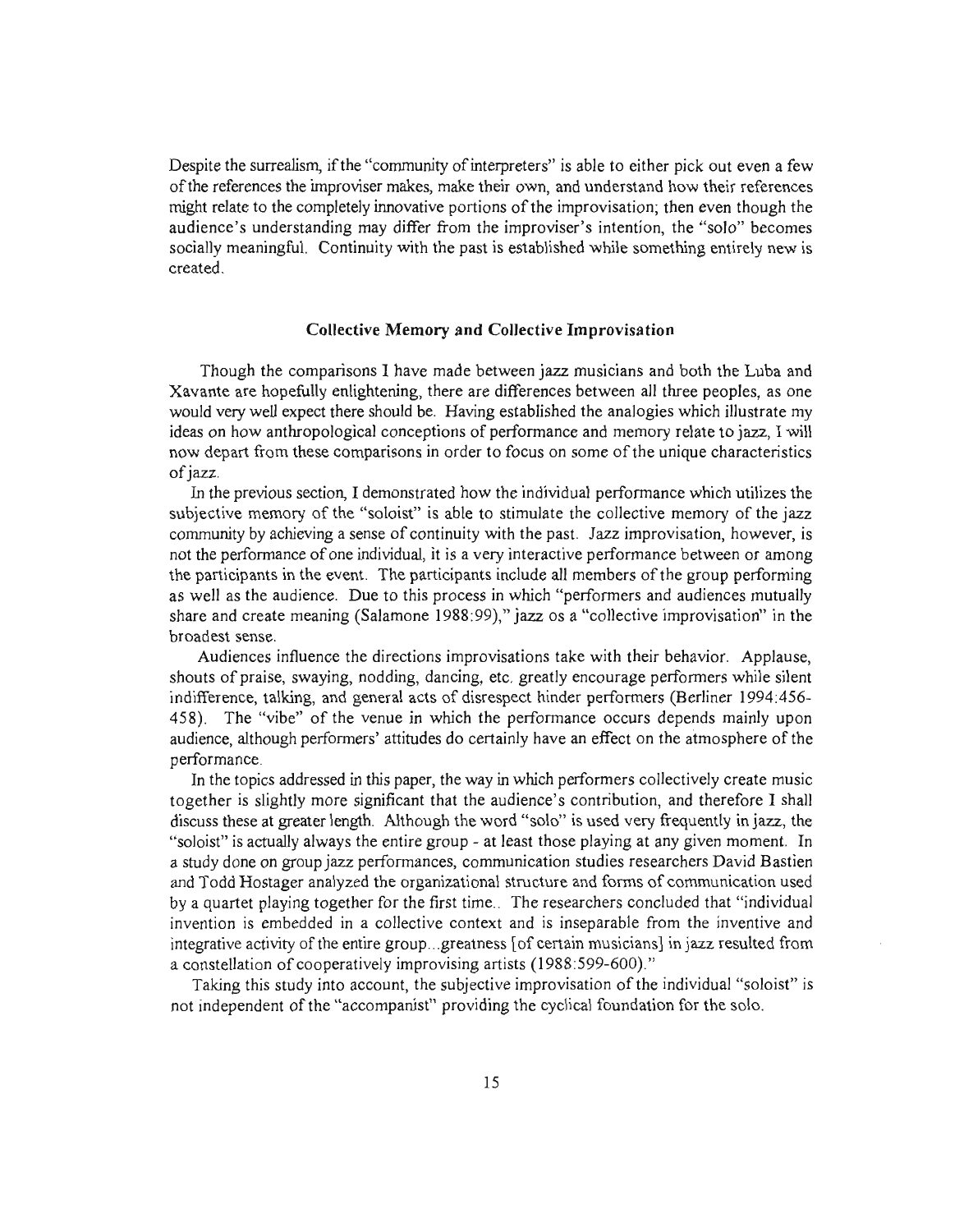Despite the surrealism, if the "community of interpreters" is able to either pick out even a few of the references the improviser makes, make their own, and understand how their references might relate to the completely innovative portions of the improvisation; then even though the audience's understanding may differ from the improviser's intention, the "solo" becomes socially meaningful. Continuity with the past is established while something entirely new is created.

### Collective Memory and Collective Improvisation

Though the comparisons I have made between jazz musicians and both the Luba and Xavante are hopefully enlightening, there are differences between all three peoples, as one would very well expect there should be. Having established the analogies which illustrate my ideas on how anthropological conceptions of performance and memory relate to jazz, I will now depart from these comparisons in order to focus on some of the unique characteristics of jazz.

In the previous section, I demonstrated how the individual performance which utilizes the subjective memory of the "soloist" is able to stimulate the collective memory of the jazz community by achieving a sense of continuity with the past. Jazz improvisation, however, is not the performance of one individual, it is a very interactive performance between or among the participants in the event. The participants include all members of the group performing as well as the audience. Due to this process in which "performers and audiences mutually share and create meaning (Salamone 1988:99)," jazz os a "collective improvisation" in the broadest sense.

Audiences influence the directions improvisations take with their behavior. Applause, shouts of praise, swaying, nodding, dancing, etc. greatly encourage performers while silent indifference, talking, and general acts of disrespect hinder performers (Berliner 1994:456-458). The "vibe" of the venue in which the performance occurs depends mainly upon audience, although performers' attitudes do certainly have an effect on the atmosphere of the performance.

In the topics addressed in this paper, the way in which performers collectively create music together is slightly more significant that the audience's contribution, and therefore I shall discuss these at greater length. Although the word "solo" is used very frequently in jazz, the "soloist" is actually always the entire group - at least those playing at any given moment. In a study done on group jazz performances, communication studies researchers David Bastien and Todd Hostager analyzed the organizational structure and forms of communication used by a quartet playing together for the first time.. The researchers concluded that "individual invention is embedded in a collective context and is inseparable from the inventive and integrative activity of the entire group...greatness [of certain musicians] in jazz resulted from a constellation of cooperatively improvising artists (1988:599-600)."

Taking this study into account, the subjective improvisation of the individual "soloist" is not independent of the "accompanist" providing the cyclical foundation for the solo.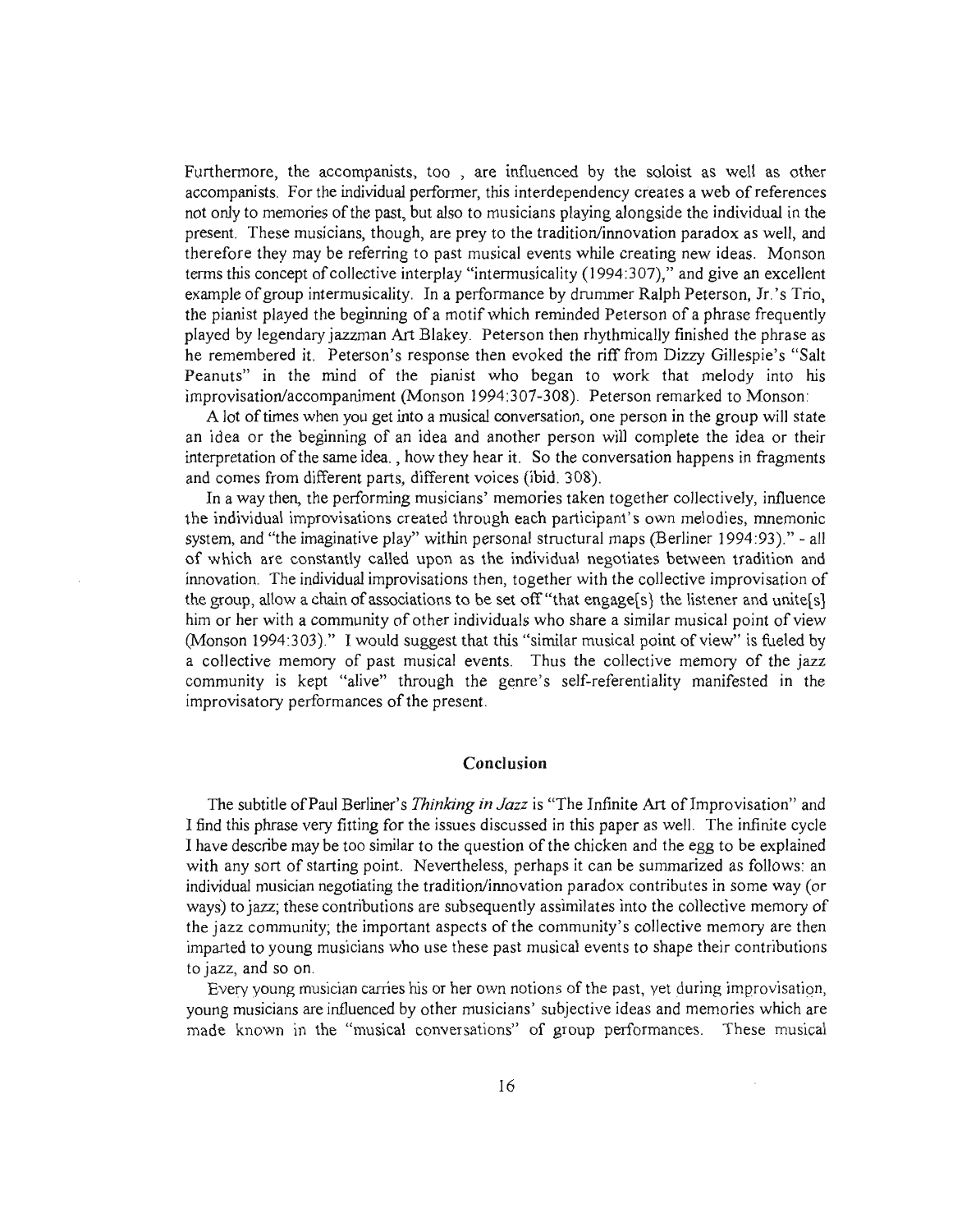Furthermore, the accompanists, too , are influenced by the soloist as well as other accompanists. For the individual performer, this interdependency creates a web of references not only to memories of the past, but also to musicians playing alongside the individual in the present. These musicians, though, are prey to the tradition/innovation paradox as well, and therefore they may be referring to past musical events while creating new ideas. Monson terms this concept of collective interplay "intermusicality (1994:307)," and give an excellent example of group intermusicality. In a performance by drummer Ralph Peterson, Jr.'s Trio, the pianist played the beginning of a motif which reminded Peterson of a phrase frequently played by legendary jazzman Art Blakey. Peterson then rhythmically finished the phrase as he remembered it. Peterson's response then evoked the riff from Dizzy Gillespie's "Salt Peanuts" in the mind of the pianist who began to work that melody into his improvisation/accompaniment (Monson 1994:307-308). Peterson remarked to Monson:

A lot of times when you get into a musical conversation, one person in the group will state an idea or the beginning of an idea and another person will complete the idea or their interpretation of the same idea. , how they hear it. So the conversation happens in fragments and comes from different parts, different voices (ibid. 308).

In a way then, the performing musicians' memories taken together collectively, influence the individual improvisations created through each participant's own melodies, mnemonic system, and "the imaginative play" within personal structural maps (Berliner 1994:93)." - all of which are constantly called upon as the individual negotiates between tradition and innovation. The individual improvisations then, together with the collective improvisation of the group, allow a chain of associations to be set off "that engage[s] the listener and unite[s] him or her with a community of other individuals who share a similar musical point of view (Monson 1994:303)." I would suggest that this "similar musical point of view" is fueled by a collective memory of past musical events. Thus the collective memory of the jazz community is kept "alive" through the genre's self-referentiality manifested in the improvisatory performances of the present.

## Conclusion

The subtitle of Paul Berliner's *Thinking in Jazz* is "The Infinite Art of Improvisation" and I find this phrase very fitting for the issues discussed in this paper as well. The infinite cycle I have describe may be too similar to the question of the chicken and the egg to be explained with any sort of starting point. Nevertheless, perhaps it can be summarized as follows: an individual musician negotiating the tradition/innovation paradox contributes in some way (or ways) to jazz; these contributions are subsequently assimilates into the collective memory of the jazz community; the important aspects of the community's collective memory are then imparted to young musicians who use these past musical events to shape their contributions to jazz, and so on.

Every young musician carries his or her own notions of the past, yet during improvisation, young musicians are influenced by other musicians' subjective ideas and memories which are made known in the "musical conversations" of group performances. These musical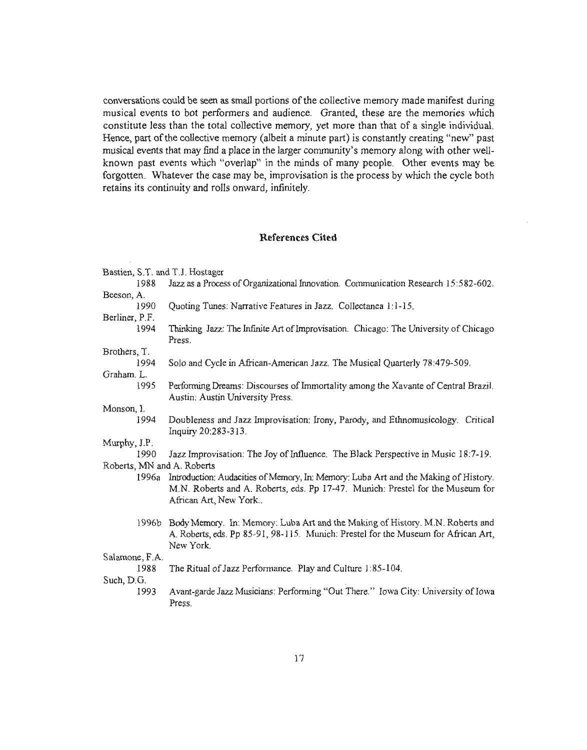conversations could be seen as small portions of the collective memory made manifest during musical events to bot performers and audience. Granted, these are the memories which constitute less than the total collective memory, yet more than that of a single individual. Hence, part of the collective memory (albeit a minute part) is constantly creating "new" past musical events that may find a place in the larger community's memory along with other well-known past events which "overlap" in the minds of many people. Other events may be forgotten. Whatever the case may be, improvisation is the process by which the cycle both retains its continuity and rolls onward, infinitely.

## References Cited

Bastien, S.T. and T.J. Hostager
1988 Jazz as a Process of Organizational Innovation. Communication Research 15:582-602.

Beeson, A.
1990 Quoting Tunes: Narrative Features in Jazz. Collectanea 1:1-15.

Berliner, P.F.
1994 Thinking Jazz: The Infinite Art of Improvisation. Chicago: The University of Chicago Press.

Brothers, T.
1994 Solo and Cycle in African-American Jazz. The Musical Quarterly 78:479-509.

Graham. L.
1995 Performing Dreams: Discourses of Immortality among the Xavante of Central Brazil. Austin: Austin University Press.

Monson, I.
1994 Doubleness and Jazz Improvisation: Irony, Parody, and Ethnomusicology. Critical Inquiry 20:283-313.

Murphy, J.P.
1990 Jazz Improvisation: The Joy of Influence. The Black Perspective in Music 18:7-19.

Roberts, MN and A. Roberts
1996a Introduction: Audacities of Memory, In: Memory: Luba Art and the Making of History. M.N. Roberts and A. Roberts, eds. Pp 17-47. Munich: Prestel for the Museum for African Art, New York..

1996b Body Memory. In: Memory: Luba Art and the Making of History. M.N. Roberts and A. Roberts, eds. Pp 85-91, 98-115. Munich: Prestel for the Museum for African Art, New York.

Salamone, F.A.
1988 The Ritual of Jazz Performance. Play and Culture 1:85-104.

Such, D.G.
1993 Avant-garde Jazz Musicians: Performing "Out There." Iowa City: University of Iowa Press.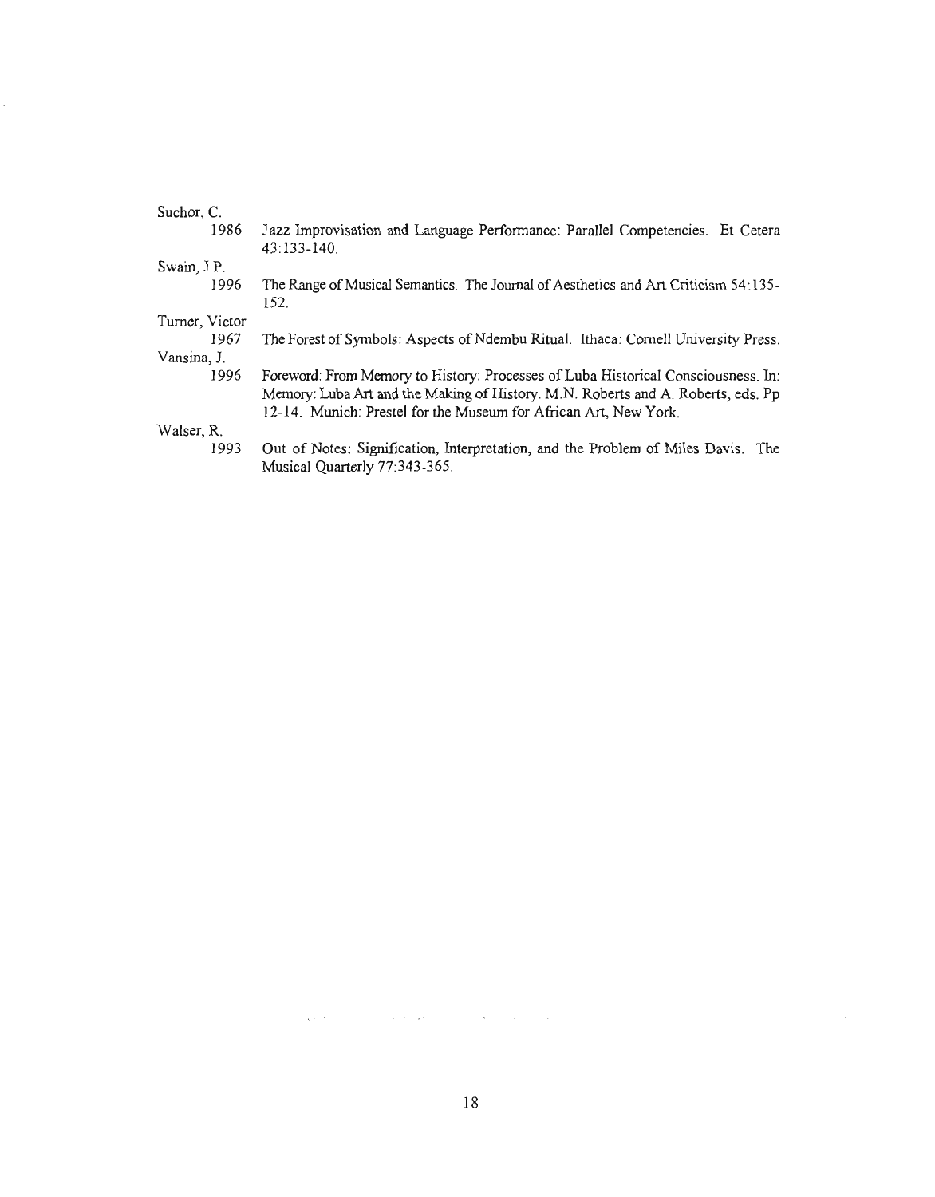Suchor, C.

1986 Jazz Improvisation and Language Performance: Parallel Competencies. Et Cetera 43:133-140.

Swain, J.P.

1996 The Range of Musical Semantics. The Journal of Aesthetics and Art Criticism 54:135-152.

Turner, Victor

1967 The Forest of Symbols: Aspects of Ndembu Ritual. Ithaca: Cornell University Press.

Vansina, J.

1996 Foreword: From Memory to History: Processes of Luba Historical Consciousness. In: Memory: Luba Art and the Making of History. M.N. Roberts and A. Roberts, eds. Pp 12-14. Munich: Prestel for the Museum for African Art, New York.

Walser, R.

1993 Out of Notes: Signification, Interpretation, and the Problem of Miles Davis. The Musical Quarterly 77:343-365.